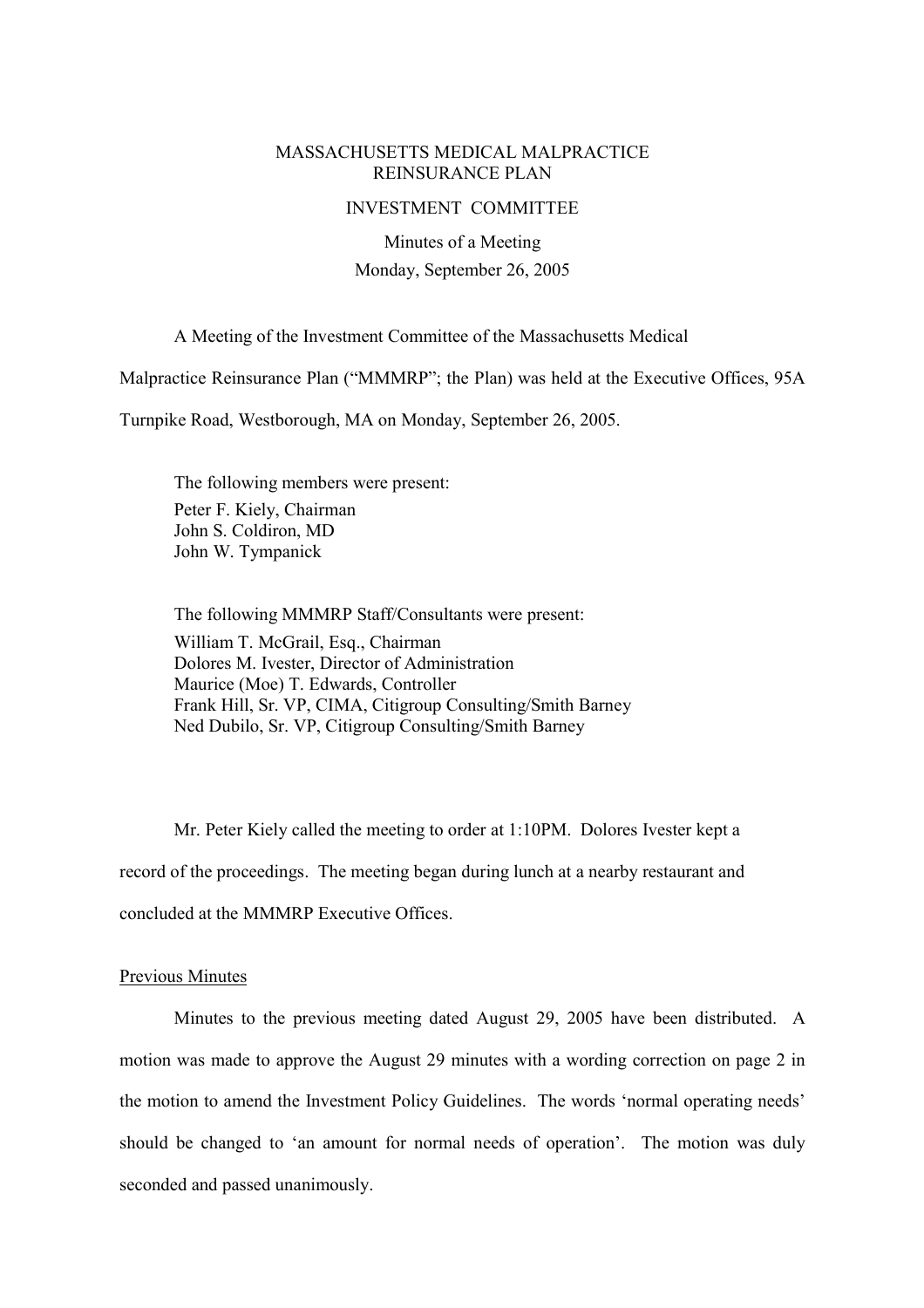# MASSACHUSETTS MEDICAL MALPRACTICE REINSURANCE PLAN

## INVESTMENT COMMITTEE

Minutes of a Meeting
Monday, September 26, 2005

A Meeting of the Investment Committee of the Massachusetts Medical Malpractice Reinsurance Plan ("MMMRP"; the Plan) was held at the Executive Offices, 95A Turnpike Road, Westborough, MA on Monday, September 26, 2005.

The following members were present:
Peter F. Kiely, Chairman
John S. Coldiron, MD
John W. Tympanick

The following MMMRP Staff/Consultants were present:
William T. McGrail, Esq., Chairman
Dolores M. Ivester, Director of Administration
Maurice (Moe) T. Edwards, Controller
Frank Hill, Sr. VP, CIMA, Citigroup Consulting/Smith Barney
Ned Dubilo, Sr. VP, Citigroup Consulting/Smith Barney

Mr. Peter Kiely called the meeting to order at 1:10PM. Dolores Ivester kept a record of the proceedings. The meeting began during lunch at a nearby restaurant and concluded at the MMMRP Executive Offices.

### Previous Minutes

Minutes to the previous meeting dated August 29, 2005 have been distributed. A motion was made to approve the August 29 minutes with a wording correction on page 2 in the motion to amend the Investment Policy Guidelines. The words 'normal operating needs' should be changed to 'an amount for normal needs of operation'. The motion was duly seconded and passed unanimously.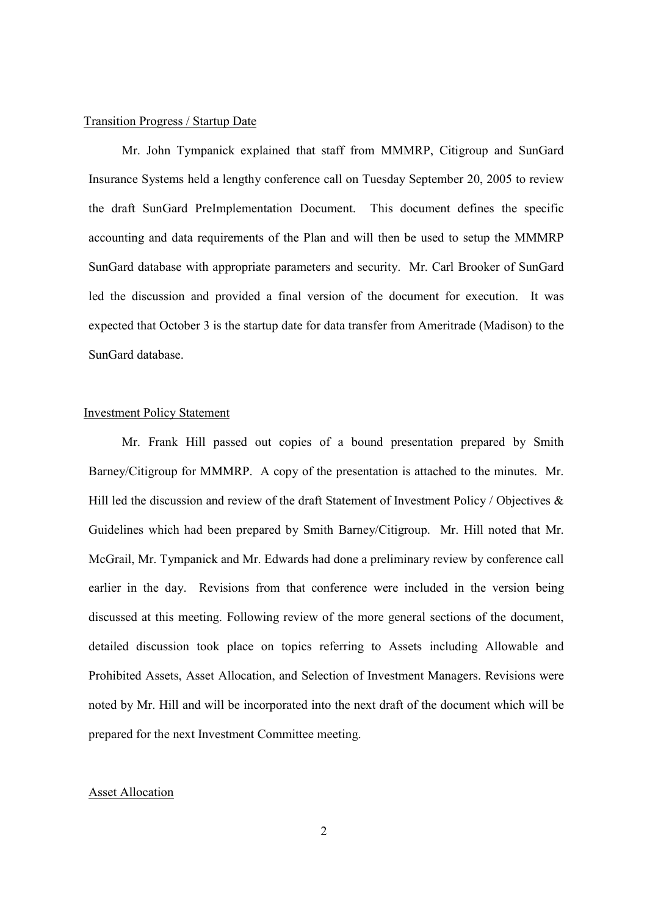## Transition Progress / Startup Date

Mr. John Tympanick explained that staff from MMMRP, Citigroup and SunGard Insurance Systems held a lengthy conference call on Tuesday September 20, 2005 to review the draft SunGard PreImplementation Document. This document defines the specific accounting and data requirements of the Plan and will then be used to setup the MMMRP SunGard database with appropriate parameters and security. Mr. Carl Brooker of SunGard led the discussion and provided a final version of the document for execution. It was expected that October 3 is the startup date for data transfer from Ameritrade (Madison) to the SunGard database.

## Investment Policy Statement

Mr. Frank Hill passed out copies of a bound presentation prepared by Smith Barney/Citigroup for MMMRP. A copy of the presentation is attached to the minutes. Mr. Hill led the discussion and review of the draft Statement of Investment Policy / Objectives & Guidelines which had been prepared by Smith Barney/Citigroup. Mr. Hill noted that Mr. McGrail, Mr. Tympanick and Mr. Edwards had done a preliminary review by conference call earlier in the day. Revisions from that conference were included in the version being discussed at this meeting. Following review of the more general sections of the document, detailed discussion took place on topics referring to Assets including Allowable and Prohibited Assets, Asset Allocation, and Selection of Investment Managers. Revisions were noted by Mr. Hill and will be incorporated into the next draft of the document which will be prepared for the next Investment Committee meeting.

## Asset Allocation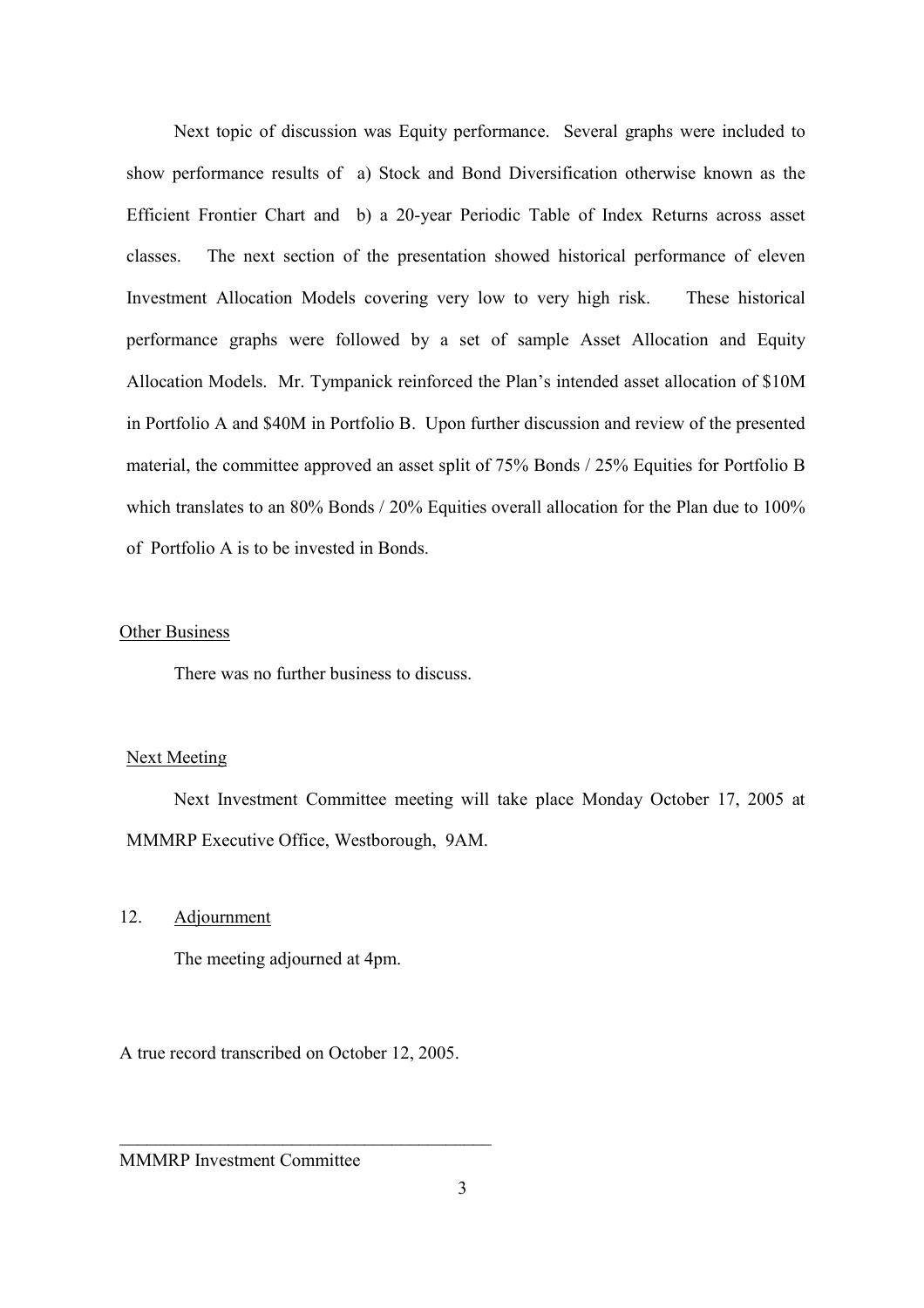Next topic of discussion was Equity performance. Several graphs were included to show performance results of a) Stock and Bond Diversification otherwise known as the Efficient Frontier Chart and b) a 20-year Periodic Table of Index Returns across asset classes. The next section of the presentation showed historical performance of eleven Investment Allocation Models covering very low to very high risk. These historical performance graphs were followed by a set of sample Asset Allocation and Equity Allocation Models. Mr. Tympanick reinforced the Plan's intended asset allocation of $10M in Portfolio A and $40M in Portfolio B. Upon further discussion and review of the presented material, the committee approved an asset split of 75% Bonds / 25% Equities for Portfolio B which translates to an 80% Bonds / 20% Equities overall allocation for the Plan due to 100% of Portfolio A is to be invested in Bonds.

<u>Other Business</u>

There was no further business to discuss.

<u>Next Meeting</u>

Next Investment Committee meeting will take place Monday October 17, 2005 at MMMRP Executive Office, Westborough, 9AM.

12. <u>Adjournment</u>

The meeting adjourned at 4pm.

A true record transcribed on October 12, 2005.

\_\_\_\_\_\_\_\_\_\_\_\_\_\_\_\_\_\_\_\_\_\_\_\_\_\_\_\_\_\_\_\_\_\_\_\_\_\_\_\_

MMMRP Investment Committee